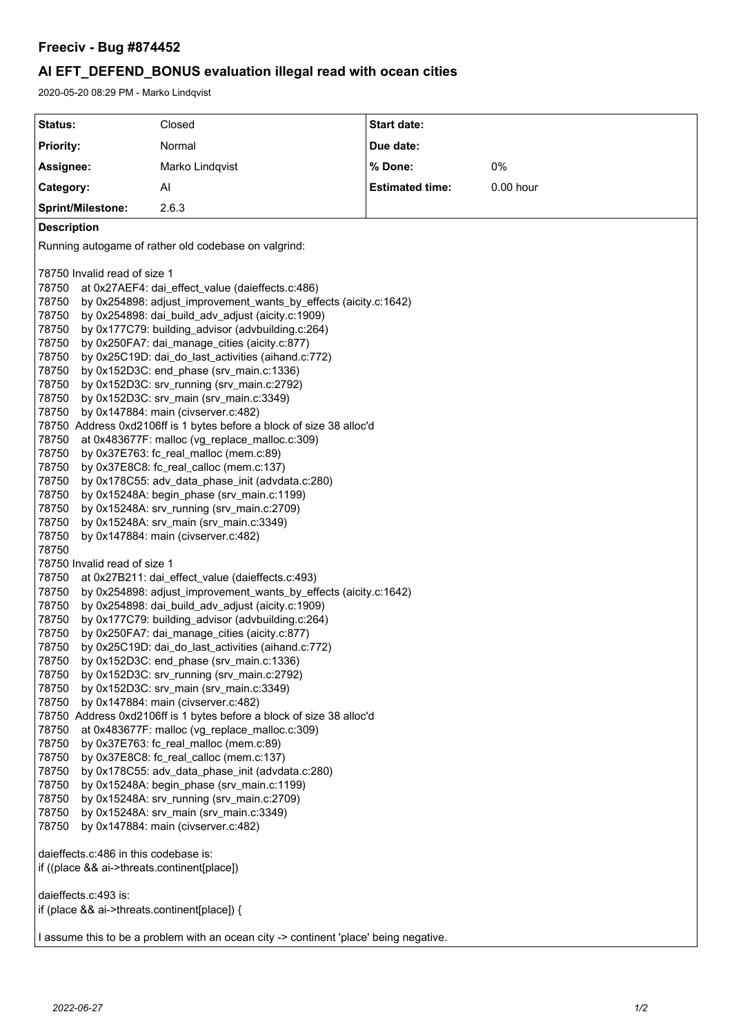# Freeciv - Bug #874452

## AI EFT_DEFEND_BONUS evaluation illegal read with ocean cities

2020-05-20 08:29 PM - Marko Lindqvist

| Status: | Closed | Start date: | |
|---|---|---|---|
| Priority: | Normal | Due date: | |
| Assignee: | Marko Lindqvist | % Done: | 0% |
| Category: | AI | Estimated time: | 0.00 hour |
| Sprint/Milestone: | 2.6.3 | | |

**Description**

Running autogame of rather old codebase on valgrind:

```
78750 Invalid read of size 1
78750    at 0x27AEF4: dai_effect_value (daieffects.c:486)
78750    by 0x254898: adjust_improvement_wants_by_effects (aicity.c:1642)
78750    by 0x254898: dai_build_adv_adjust (aicity.c:1909)
78750    by 0x177C79: building_advisor (advbuilding.c:264)
78750    by 0x250FA7: dai_manage_cities (aicity.c:877)
78750    by 0x25C19D: dai_do_last_activities (aihand.c:772)
78750    by 0x152D3C: end_phase (srv_main.c:1336)
78750    by 0x152D3C: srv_running (srv_main.c:2792)
78750    by 0x152D3C: srv_main (srv_main.c:3349)
78750    by 0x147884: main (civserver.c:482)
78750  Address 0xd2106ff is 1 bytes before a block of size 38 alloc'd
78750    at 0x483677F: malloc (vg_replace_malloc.c:309)
78750    by 0x37E763: fc_real_malloc (mem.c:89)
78750    by 0x37E8C8: fc_real_calloc (mem.c:137)
78750    by 0x178C55: adv_data_phase_init (advdata.c:280)
78750    by 0x15248A: begin_phase (srv_main.c:1199)
78750    by 0x15248A: srv_running (srv_main.c:2709)
78750    by 0x15248A: srv_main (srv_main.c:3349)
78750    by 0x147884: main (civserver.c:482)
78750
78750 Invalid read of size 1
78750    at 0x27B211: dai_effect_value (daieffects.c:493)
78750    by 0x254898: adjust_improvement_wants_by_effects (aicity.c:1642)
78750    by 0x254898: dai_build_adv_adjust (aicity.c:1909)
78750    by 0x177C79: building_advisor (advbuilding.c:264)
78750    by 0x250FA7: dai_manage_cities (aicity.c:877)
78750    by 0x25C19D: dai_do_last_activities (aihand.c:772)
78750    by 0x152D3C: end_phase (srv_main.c:1336)
78750    by 0x152D3C: srv_running (srv_main.c:2792)
78750    by 0x152D3C: srv_main (srv_main.c:3349)
78750    by 0x147884: main (civserver.c:482)
78750  Address 0xd2106ff is 1 bytes before a block of size 38 alloc'd
78750    at 0x483677F: malloc (vg_replace_malloc.c:309)
78750    by 0x37E763: fc_real_malloc (mem.c:89)
78750    by 0x37E8C8: fc_real_calloc (mem.c:137)
78750    by 0x178C55: adv_data_phase_init (advdata.c:280)
78750    by 0x15248A: begin_phase (srv_main.c:1199)
78750    by 0x15248A: srv_running (srv_main.c:2709)
78750    by 0x15248A: srv_main (srv_main.c:3349)
78750    by 0x147884: main (civserver.c:482)
```

daieffects.c:486 in this codebase is:
```
if ((place && ai->threats.continent[place])
```

daieffects.c:493 is:
```
if (place && ai->threats.continent[place]) {
```

I assume this to be a problem with an ocean city -> continent 'place' being negative.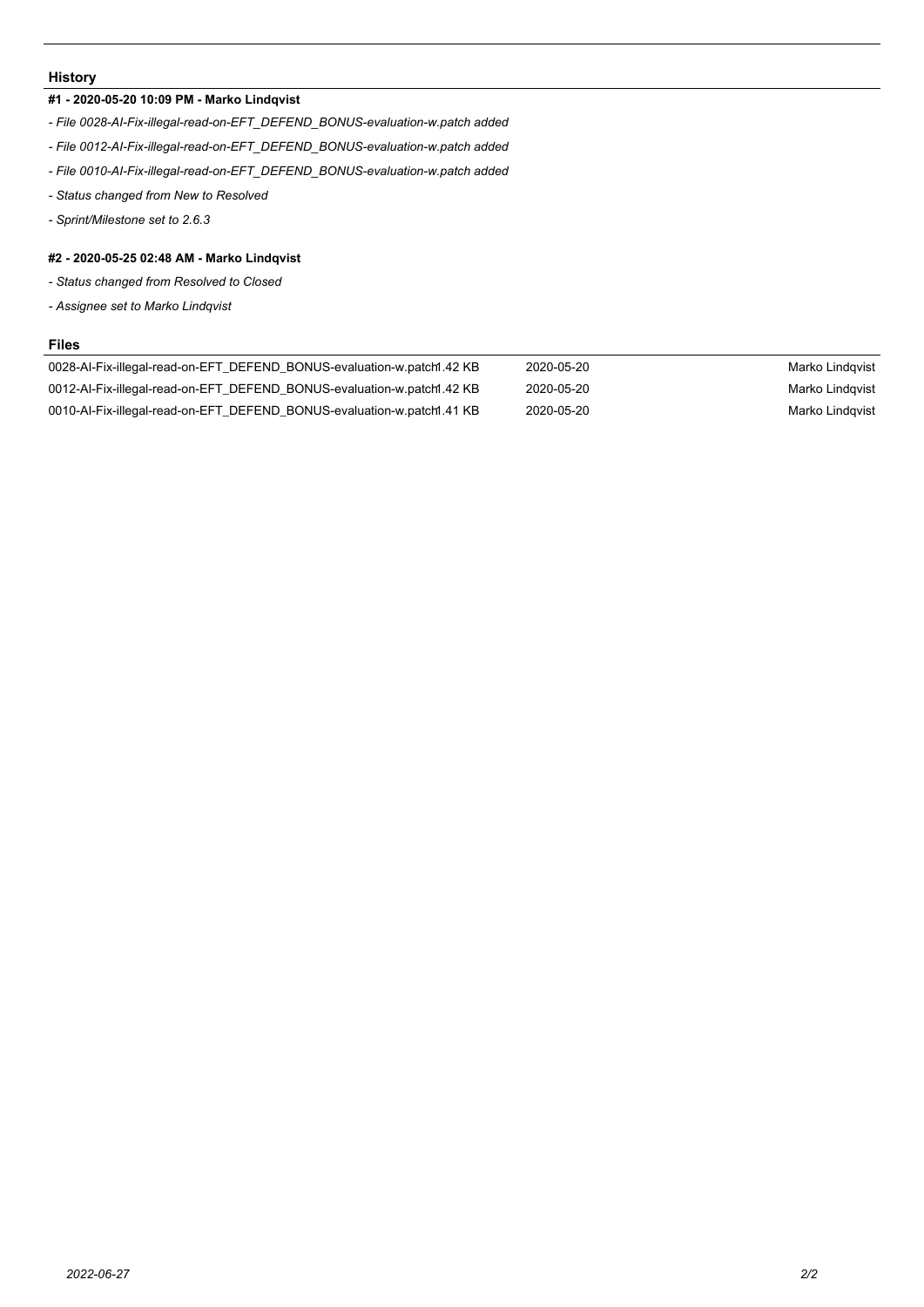## History

#### #1 - 2020-05-20 10:09 PM - Marko Lindqvist

*- File 0028-AI-Fix-illegal-read-on-EFT_DEFEND_BONUS-evaluation-w.patch added*

*- File 0012-AI-Fix-illegal-read-on-EFT_DEFEND_BONUS-evaluation-w.patch added*

*- File 0010-AI-Fix-illegal-read-on-EFT_DEFEND_BONUS-evaluation-w.patch added*

*- Status changed from New to Resolved*

*- Sprint/Milestone set to 2.6.3*

#### #2 - 2020-05-25 02:48 AM - Marko Lindqvist

*- Status changed from Resolved to Closed*

*- Assignee set to Marko Lindqvist*

## Files

| | | | |
|---|---|---|---|
| 0028-AI-Fix-illegal-read-on-EFT_DEFEND_BONUS-evaluation-w.patch | 1.42 KB | 2020-05-20 | Marko Lindqvist |
| 0012-AI-Fix-illegal-read-on-EFT_DEFEND_BONUS-evaluation-w.patch | 1.42 KB | 2020-05-20 | Marko Lindqvist |
| 0010-AI-Fix-illegal-read-on-EFT_DEFEND_BONUS-evaluation-w.patch | 1.41 KB | 2020-05-20 | Marko Lindqvist |